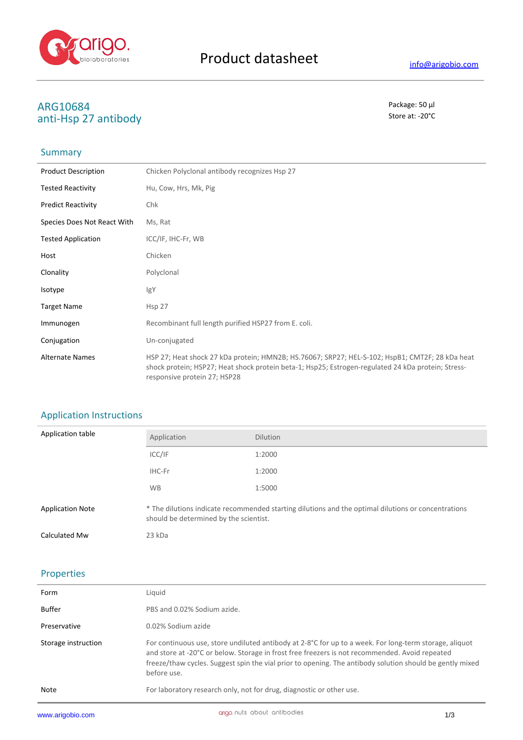# Product datasheet

info@arigobio.com

## ARG10684
## anti-Hsp 27 antibody

Package: 50 μl
Store at: -20°C

## Summary

| | |
|---|---|
| Product Description | Chicken Polyclonal antibody recognizes Hsp 27 |
| Tested Reactivity | Hu, Cow, Hrs, Mk, Pig |
| Predict Reactivity | Chk |
| Species Does Not React With | Ms, Rat |
| Tested Application | ICC/IF, IHC-Fr, WB |
| Host | Chicken |
| Clonality | Polyclonal |
| Isotype | IgY |
| Target Name | Hsp 27 |
| Immunogen | Recombinant full length purified HSP27 from E. coli. |
| Conjugation | Un-conjugated |
| Alternate Names | HSP 27; Heat shock 27 kDa protein; HMN2B; HS.76067; SRP27; HEL-S-102; HspB1; CMT2F; 28 kDa heat shock protein; HSP27; Heat shock protein beta-1; Hsp25; Estrogen-regulated 24 kDa protein; Stress-responsive protein 27; HSP28 |

## Application Instructions

Application table

| Application | Dilution |
|---|---|
| ICC/IF | 1:2000 |
| IHC-Fr | 1:2000 |
| WB | 1:5000 |

| | |
|---|---|
| Application Note | * The dilutions indicate recommended starting dilutions and the optimal dilutions or concentrations should be determined by the scientist. |
| Calculated Mw | 23 kDa |

## Properties

| | |
|---|---|
| Form | Liquid |
| Buffer | PBS and 0.02% Sodium azide. |
| Preservative | 0.02% Sodium azide |
| Storage instruction | For continuous use, store undiluted antibody at 2-8°C for up to a week. For long-term storage, aliquot and store at -20°C or below. Storage in frost free freezers is not recommended. Avoid repeated freeze/thaw cycles. Suggest spin the vial prior to opening. The antibody solution should be gently mixed before use. |
| Note | For laboratory research only, not for drug, diagnostic or other use. |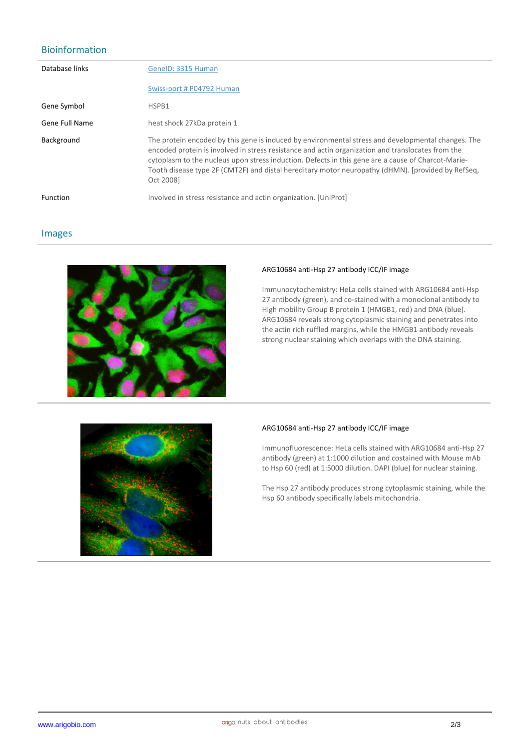## Bioinformation

| | |
|---|---|
| Database links | GeneID: 3315 Human |
| | Swiss-port # P04792 Human |
| Gene Symbol | HSPB1 |
| Gene Full Name | heat shock 27kDa protein 1 |
| Background | The protein encoded by this gene is induced by environmental stress and developmental changes. The encoded protein is involved in stress resistance and actin organization and translocates from the cytoplasm to the nucleus upon stress induction. Defects in this gene are a cause of Charcot-Marie-Tooth disease type 2F (CMT2F) and distal hereditary motor neuropathy (dHMN). [provided by RefSeq, Oct 2008] |
| Function | Involved in stress resistance and actin organization. [UniProt] |

## Images

**ARG10684 anti-Hsp 27 antibody ICC/IF image**

Immunocytochemistry: HeLa cells stained with ARG10684 anti-Hsp 27 antibody (green), and co-stained with a monoclonal antibody to High mobility Group B protein 1 (HMGB1, red) and DNA (blue). ARG10684 reveals strong cytoplasmic staining and penetrates into the actin rich ruffled margins, while the HMGB1 antibody reveals strong nuclear staining which overlaps with the DNA staining.

**ARG10684 anti-Hsp 27 antibody ICC/IF image**

Immunofluorescence: HeLa cells stained with ARG10684 anti-Hsp 27 antibody (green) at 1:1000 dilution and costained with Mouse mAb to Hsp 60 (red) at 1:5000 dilution. DAPI (blue) for nuclear staining.

The Hsp 27 antibody produces strong cytoplasmic staining, while the Hsp 60 antibody specifically labels mitochondria.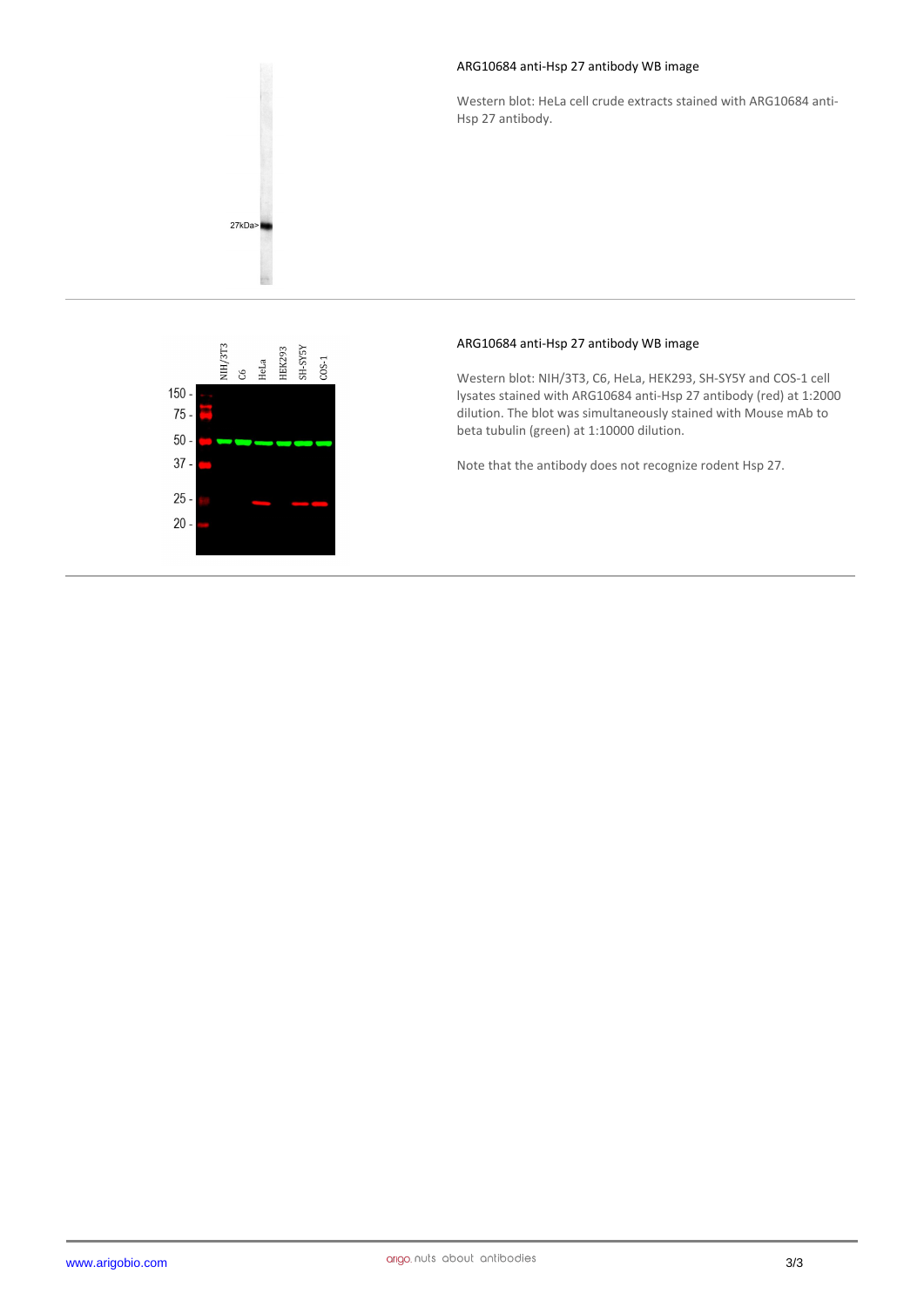27kDa>

ARG10684 anti-Hsp 27 antibody WB image

Western blot: HeLa cell crude extracts stained with ARG10684 anti-Hsp 27 antibody.

NIH/3T3
C6
HeLa
HEK293
SH-SY5Y
COS-1

150 -
75 -
50 -
37 -
25 -
20 -

ARG10684 anti-Hsp 27 antibody WB image

Western blot: NIH/3T3, C6, HeLa, HEK293, SH-SY5Y and COS-1 cell lysates stained with ARG10684 anti-Hsp 27 antibody (red) at 1:2000 dilution. The blot was simultaneously stained with Mouse mAb to beta tubulin (green) at 1:10000 dilution.

Note that the antibody does not recognize rodent Hsp 27.